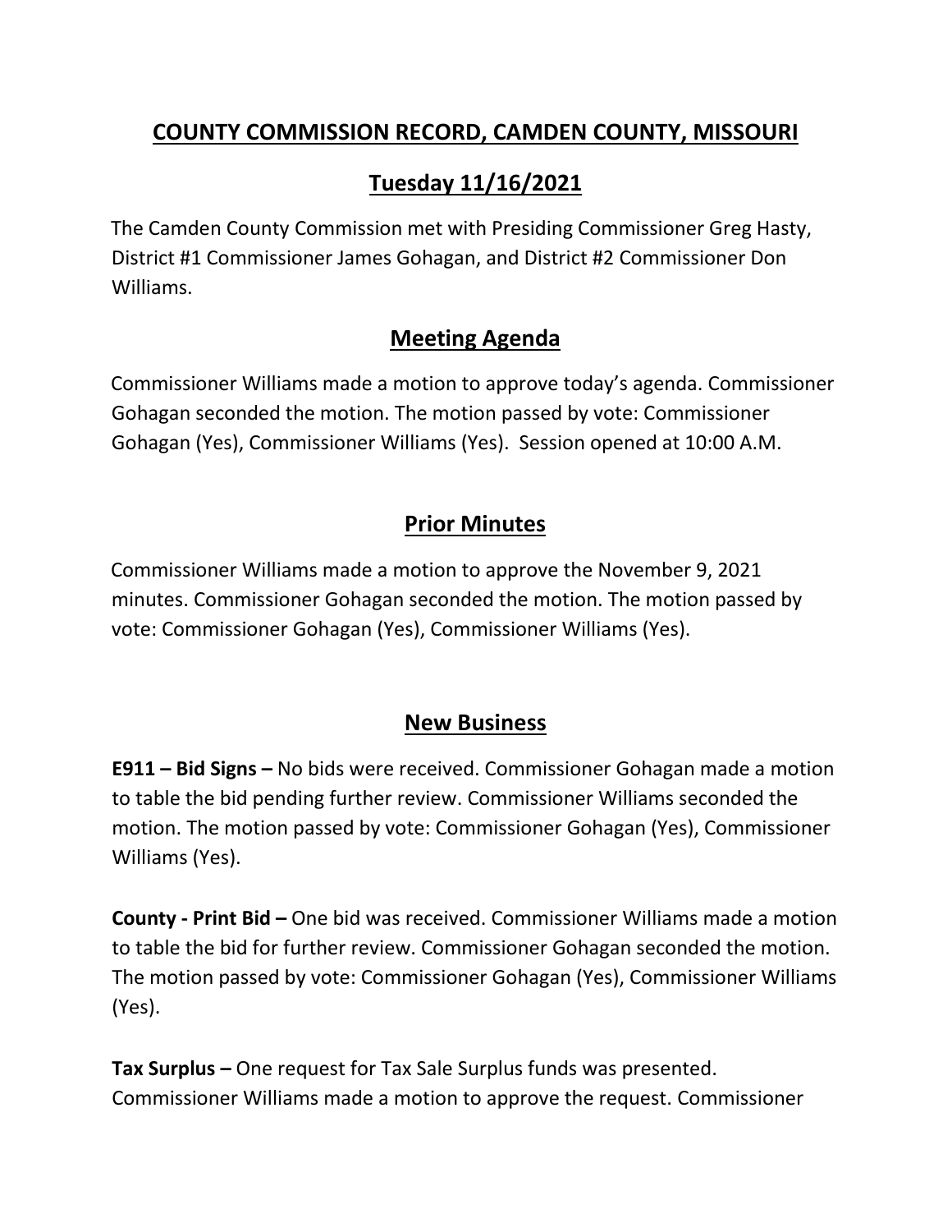# COUNTY COMMISSION RECORD, CAMDEN COUNTY, MISSOURI

## Tuesday 11/16/2021

The Camden County Commission met with Presiding Commissioner Greg Hasty, District #1 Commissioner James Gohagan, and District #2 Commissioner Don Williams.

## Meeting Agenda

Commissioner Williams made a motion to approve today's agenda. Commissioner Gohagan seconded the motion. The motion passed by vote: Commissioner Gohagan (Yes), Commissioner Williams (Yes). Session opened at 10:00 A.M.

## Prior Minutes

Commissioner Williams made a motion to approve the November 9, 2021 minutes. Commissioner Gohagan seconded the motion. The motion passed by vote: Commissioner Gohagan (Yes), Commissioner Williams (Yes).

## New Business

**E911 – Bid Signs –** No bids were received. Commissioner Gohagan made a motion to table the bid pending further review. Commissioner Williams seconded the motion. The motion passed by vote: Commissioner Gohagan (Yes), Commissioner Williams (Yes).

**County - Print Bid –** One bid was received. Commissioner Williams made a motion to table the bid for further review. Commissioner Gohagan seconded the motion. The motion passed by vote: Commissioner Gohagan (Yes), Commissioner Williams (Yes).

**Tax Surplus –** One request for Tax Sale Surplus funds was presented. Commissioner Williams made a motion to approve the request. Commissioner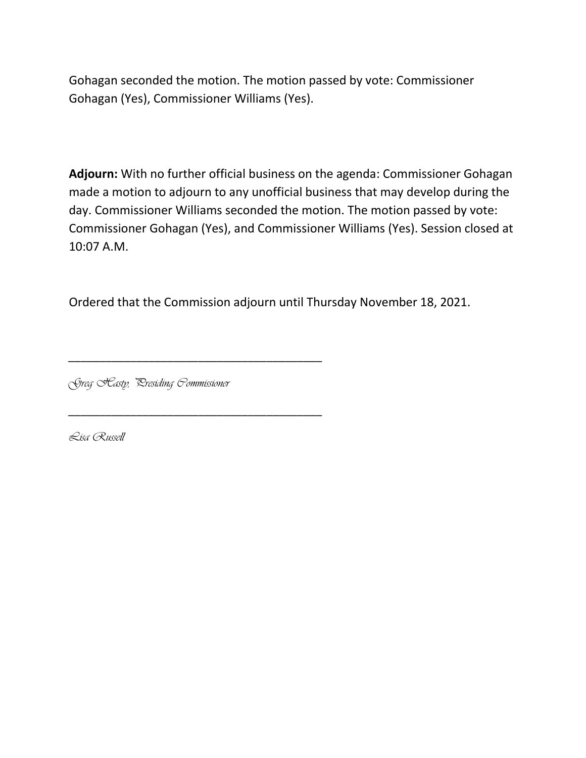Gohagan seconded the motion. The motion passed by vote: Commissioner Gohagan (Yes), Commissioner Williams (Yes).

**Adjourn:** With no further official business on the agenda: Commissioner Gohagan made a motion to adjourn to any unofficial business that may develop during the day. Commissioner Williams seconded the motion. The motion passed by vote: Commissioner Gohagan (Yes), and Commissioner Williams (Yes). Session closed at 10:07 A.M.

Ordered that the Commission adjourn until Thursday November 18, 2021.

\_\_\_\_\_\_\_\_\_\_\_\_\_\_\_\_\_\_\_\_\_\_\_\_\_\_\_\_\_\_\_\_\_\_\_\_\_\_\_\_

*Greg Hasty, Presiding Commissioner*

\_\_\_\_\_\_\_\_\_\_\_\_\_\_\_\_\_\_\_\_\_\_\_\_\_\_\_\_\_\_\_\_\_\_\_\_\_\_\_\_

*Lisa Russell*